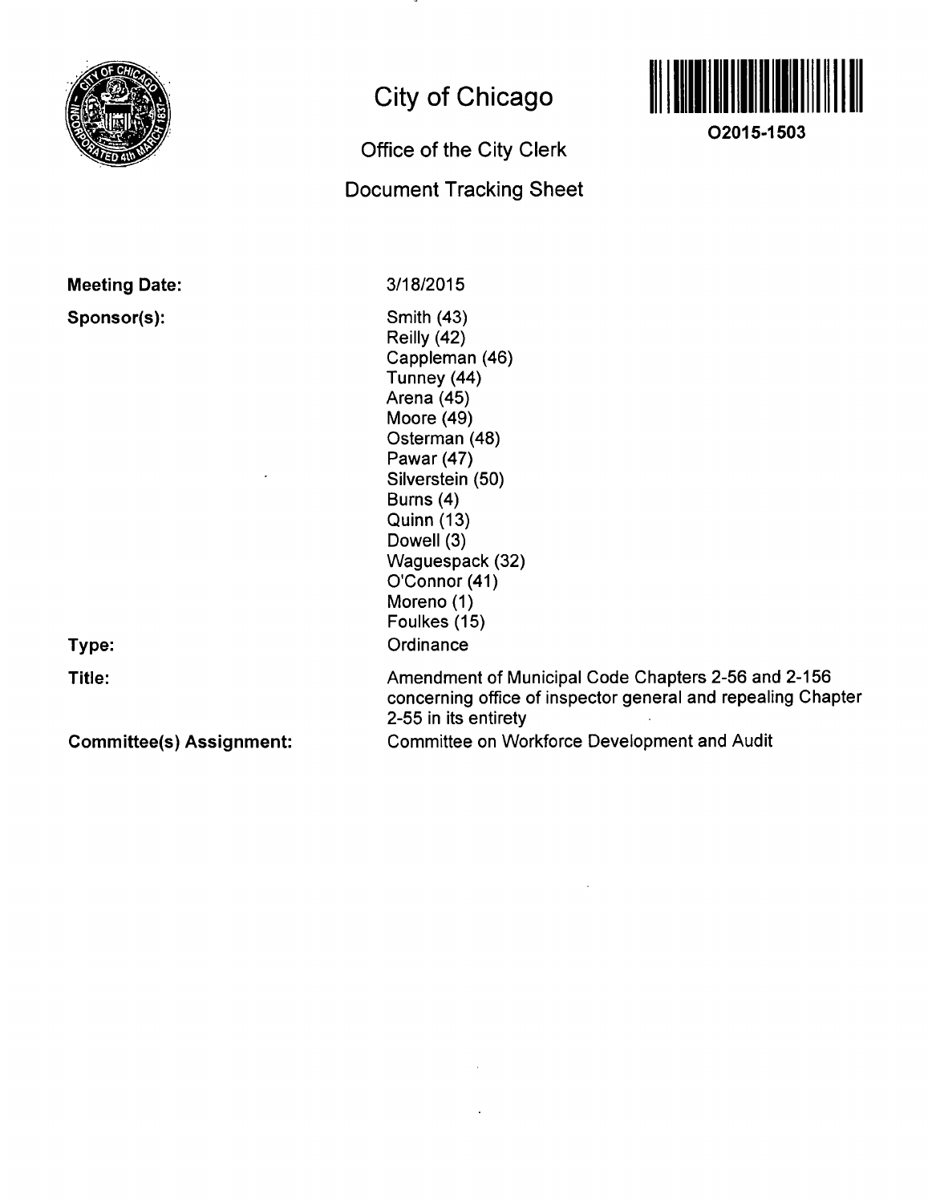# City of Chicago

## Office of the City Clerk

## Document Tracking Sheet

O2015-1503

**Meeting Date:** 3/18/2015

**Sponsor(s):**
Smith (43)
Reilly (42)
Cappleman (46)
Tunney (44)
Arena (45)
Moore (49)
Osterman (48)
Pawar (47)
Silverstein (50)
Burns (4)
Quinn (13)
Dowell (3)
Waguespack (32)
O'Connor (41)
Moreno (1)
Foulkes (15)

**Type:** Ordinance

**Title:** Amendment of Municipal Code Chapters 2-56 and 2-156 concerning office of inspector general and repealing Chapter 2-55 in its entirety

**Committee(s) Assignment:** Committee on Workforce Development and Audit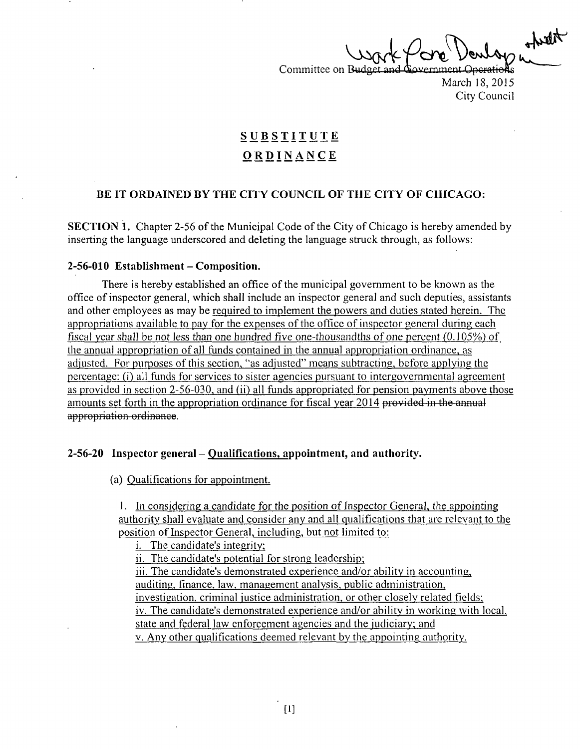Committee on ~~Budget and Government Operations~~ Work Force Development and Audit
March 18, 2015
City Council

# SUBSTITUTE ORDINANCE

**BE IT ORDAINED BY THE CITY COUNCIL OF THE CITY OF CHICAGO:**

**SECTION 1.** Chapter 2-56 of the Municipal Code of the City of Chicago is hereby amended by inserting the language underscored and deleting the language struck through, as follows:

**2-56-010 Establishment – Composition.**

There is hereby established an office of the municipal government to be known as the office of inspector general, which shall include an inspector general and such deputies, assistants and other employees as may be <u>required to implement the powers and duties stated herein. The appropriations available to pay for the expenses of the office of inspector general during each fiscal year shall be not less than one hundred five one-thousandths of one percent (0.105%) of the annual appropriation of all funds contained in the annual appropriation ordinance, as adjusted. For purposes of this section, "as adjusted" means subtracting, before applying the percentage: (i) all funds for services to sister agencies pursuant to intergovernmental agreement as provided in section 2-56-030, and (ii) all funds appropriated for pension payments above those amounts set forth in the appropriation ordinance for fiscal year 2014</u> ~~provided in the annual appropriation ordinance~~.

**2-56-20 Inspector general – <u>Qualifications</u>, appointment, and authority.**

(a) <u>Qualifications for appointment.</u>

1. <u>In considering a candidate for the position of Inspector General, the appointing authority shall evaluate and consider any and all qualifications that are relevant to the position of Inspector General, including, but not limited to:</u>

   i. <u>The candidate's integrity;</u>

   ii. <u>The candidate's potential for strong leadership;</u>

   iii. <u>The candidate's demonstrated experience and/or ability in accounting, auditing, finance, law, management analysis, public administration, investigation, criminal justice administration, or other closely related fields;</u>

   iv. <u>The candidate's demonstrated experience and/or ability in working with local, state and federal law enforcement agencies and the judiciary; and</u>

   v. <u>Any other qualifications deemed relevant by the appointing authority.</u>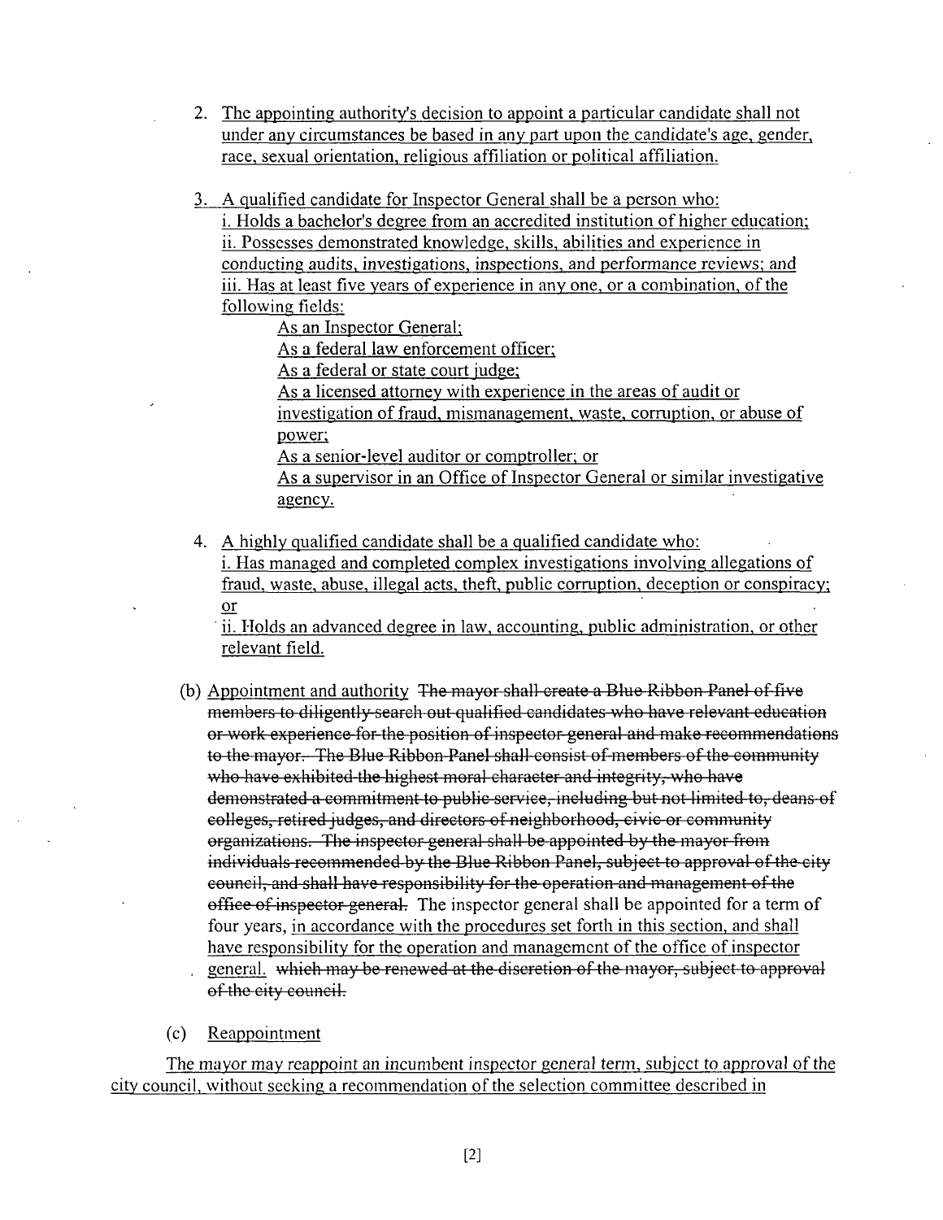2. The appointing authority's decision to appoint a particular candidate shall not under any circumstances be based in any part upon the candidate's age, gender, race, sexual orientation, religious affiliation or political affiliation.

3. A qualified candidate for Inspector General shall be a person who:
   i. Holds a bachelor's degree from an accredited institution of higher education;
   ii. Possesses demonstrated knowledge, skills, abilities and experience in conducting audits, investigations, inspections, and performance reviews; and
   iii. Has at least five years of experience in any one, or a combination, of the following fields:
      - As an Inspector General;
      - As a federal law enforcement officer;
      - As a federal or state court judge;
      - As a licensed attorney with experience in the areas of audit or investigation of fraud, mismanagement, waste, corruption, or abuse of power;
      - As a senior-level auditor or comptroller; or
      - As a supervisor in an Office of Inspector General or similar investigative agency.

4. A highly qualified candidate shall be a qualified candidate who:
   i. Has managed and completed complex investigations involving allegations of fraud, waste, abuse, illegal acts, theft, public corruption, deception or conspiracy; or
   ii. Holds an advanced degree in law, accounting, public administration, or other relevant field.

(b) Appointment and authority ~~The mayor shall create a Blue Ribbon Panel of five members to diligently search out qualified candidates who have relevant education or work experience for the position of inspector general and make recommendations to the mayor. The Blue Ribbon Panel shall consist of members of the community who have exhibited the highest moral character and integrity, who have demonstrated a commitment to public service, including but not limited to, deans of colleges, retired judges, and directors of neighborhood, civic or community organizations. The inspector general shall be appointed by the mayor from individuals recommended by the Blue Ribbon Panel, subject to approval of the city council, and shall have responsibility for the operation and management of the office of inspector general.~~ The inspector general shall be appointed for a term of four years, in accordance with the procedures set forth in this section, and shall have responsibility for the operation and management of the office of inspector general. ~~which may be renewed at the discretion of the mayor, subject to approval of the city council.~~

(c) Reappointment

The mayor may reappoint an incumbent inspector general term, subject to approval of the city council, without seeking a recommendation of the selection committee described in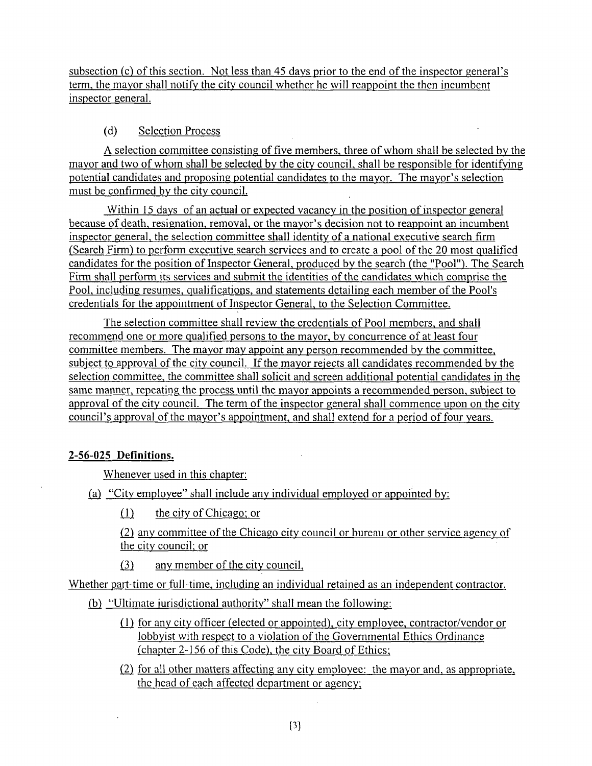subsection (c) of this section. Not less than 45 days prior to the end of the inspector general's term, the mayor shall notify the city council whether he will reappoint the then incumbent inspector general.

(d) Selection Process

A selection committee consisting of five members, three of whom shall be selected by the mayor and two of whom shall be selected by the city council, shall be responsible for identifying potential candidates and proposing potential candidates to the mayor. The mayor's selection must be confirmed by the city council.

Within 15 days of an actual or expected vacancy in the position of inspector general because of death, resignation, removal, or the mayor's decision not to reappoint an incumbent inspector general, the selection committee shall identity of a national executive search firm (Search Firm) to perform executive search services and to create a pool of the 20 most qualified candidates for the position of Inspector General, produced by the search (the "Pool"). The Search Firm shall perform its services and submit the identities of the candidates which comprise the Pool, including resumes, qualifications, and statements detailing each member of the Pool's credentials for the appointment of Inspector General, to the Selection Committee.

The selection committee shall review the credentials of Pool members, and shall recommend one or more qualified persons to the mayor, by concurrence of at least four committee members. The mayor may appoint any person recommended by the committee, subject to approval of the city council. If the mayor rejects all candidates recommended by the selection committee, the committee shall solicit and screen additional potential candidates in the same manner, repeating the process until the mayor appoints a recommended person, subject to approval of the city council. The term of the inspector general shall commence upon on the city council's approval of the mayor's appointment, and shall extend for a period of four years.

**2-56-025 Definitions.**

Whenever used in this chapter:

(a) "City employee" shall include any individual employed or appointed by:

(1) the city of Chicago; or

(2) any committee of the Chicago city council or bureau or other service agency of the city council; or

(3) any member of the city council,

Whether part-time or full-time, including an individual retained as an independent contractor.

(b) "Ultimate jurisdictional authority" shall mean the following:

(1) for any city officer (elected or appointed), city employee, contractor/vendor or lobbyist with respect to a violation of the Governmental Ethics Ordinance (chapter 2-156 of this Code), the city Board of Ethics;

(2) for all other matters affecting any city employee: the mayor and, as appropriate, the head of each affected department or agency;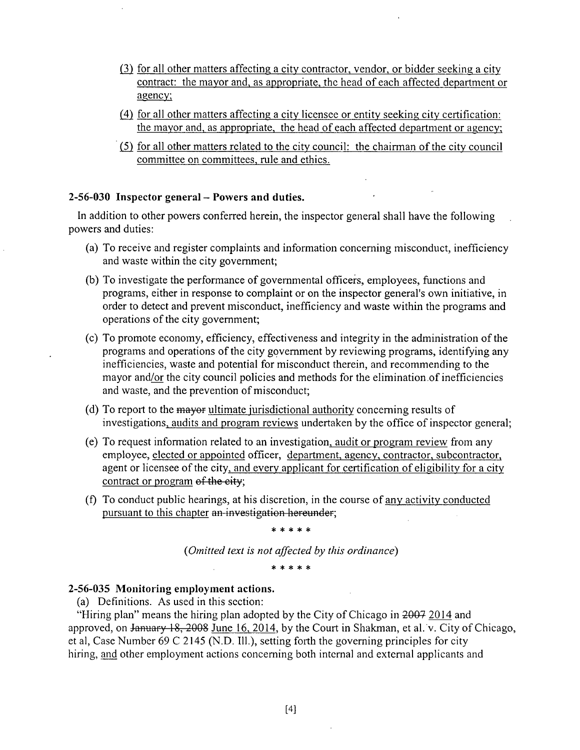(3) <u>for all other matters affecting a city contractor, vendor, or bidder seeking a city contract: the mayor and, as appropriate, the head of each affected department or agency;</u>

(4) <u>for all other matters affecting a city licensee or entity seeking city certification: the mayor and, as appropriate, the head of each affected department or agency;</u>

(5) <u>for all other matters related to the city council: the chairman of the city council committee on committees, rule and ethics.</u>

**2-56-030 Inspector general – Powers and duties.**

In addition to other powers conferred herein, the inspector general shall have the following powers and duties:

(a) To receive and register complaints and information concerning misconduct, inefficiency and waste within the city government;

(b) To investigate the performance of governmental officers, employees, functions and programs, either in response to complaint or on the inspector general's own initiative, in order to detect and prevent misconduct, inefficiency and waste within the programs and operations of the city government;

(c) To promote economy, efficiency, effectiveness and integrity in the administration of the programs and operations of the city government by reviewing programs, identifying any inefficiencies, waste and potential for misconduct therein, and recommending to the mayor and<u>/or</u> the city council policies and methods for the elimination of inefficiencies and waste, and the prevention of misconduct;

(d) To report to the ~~mayor~~ <u>ultimate jurisdictional authority</u> concerning results of investigations<u>, audits and program reviews</u> undertaken by the office of inspector general;

(e) To request information related to an investigation<u>, audit or program review</u> from any employee, <u>elected or appointed</u> officer, <u>department, agency, contractor, subcontractor,</u> agent or licensee of the city<u>, and every applicant for certification of eligibility for a city contract or program</u> ~~of the city~~;

(f) To conduct public hearings, at his discretion, in the course of <u>any activity conducted pursuant to this chapter</u> ~~an investigation hereunder~~;

\* \* \* \* \*

*(Omitted text is not affected by this ordinance)*

\* \* \* \* \*

**2-56-035 Monitoring employment actions.**

(a) Definitions. As used in this section:

"Hiring plan" means the hiring plan adopted by the City of Chicago in ~~2007~~ <u>2014</u> and approved, on ~~January 18, 2008~~ <u>June 16, 2014</u>, by the Court in Shakman, et al. v. City of Chicago, et al, Case Number 69 C 2145 (N.D. Ill.), setting forth the governing principles for city hiring, <u>and</u> other employment actions concerning both internal and external applicants and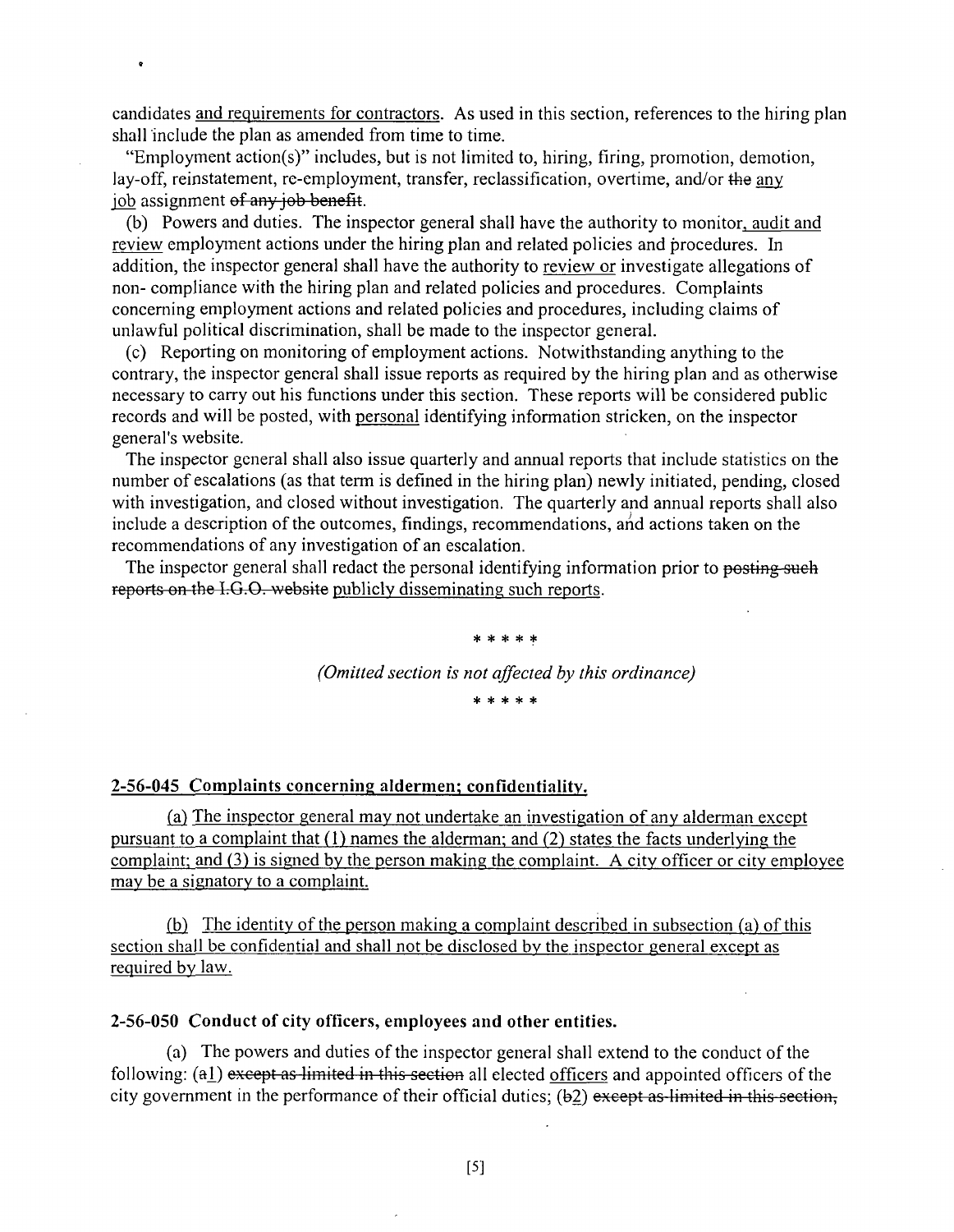candidates <u>and requirements for contractors</u>. As used in this section, references to the hiring plan shall include the plan as amended from time to time.

"Employment action(s)" includes, but is not limited to, hiring, firing, promotion, demotion, lay-off, reinstatement, re-employment, transfer, reclassification, overtime, and/or ~~the~~ <u>any job</u> assignment ~~of any job benefit~~.

(b) Powers and duties. The inspector general shall have the authority to monitor<u>, audit and review</u> employment actions under the hiring plan and related policies and procedures. In addition, the inspector general shall have the authority to <u>review or</u> investigate allegations of non- compliance with the hiring plan and related policies and procedures. Complaints concerning employment actions and related policies and procedures, including claims of unlawful political discrimination, shall be made to the inspector general.

(c) Reporting on monitoring of employment actions. Notwithstanding anything to the contrary, the inspector general shall issue reports as required by the hiring plan and as otherwise necessary to carry out his functions under this section. These reports will be considered public records and will be posted, with <u>personal</u> identifying information stricken, on the inspector general's website.

The inspector general shall also issue quarterly and annual reports that include statistics on the number of escalations (as that term is defined in the hiring plan) newly initiated, pending, closed with investigation, and closed without investigation. The quarterly and annual reports shall also include a description of the outcomes, findings, recommendations, and actions taken on the recommendations of any investigation of an escalation.

The inspector general shall redact the personal identifying information prior to ~~posting such reports on the I.G.O. website~~ <u>publicly disseminating such reports</u>.

\* \* \* \* \*

*(Omitted section is not affected by this ordinance)*

\* \* \* \* \*

**<u>2-56-045 Complaints concerning aldermen; confidentiality.</u>**

<u>(a) The inspector general may not undertake an investigation of any alderman except pursuant to a complaint that (1) names the alderman; and (2) states the facts underlying the complaint; and (3) is signed by the person making the complaint. A city officer or city employee may be a signatory to a complaint.</u>

<u>(b) The identity of the person making a complaint described in subsection (a) of this section shall be confidential and shall not be disclosed by the inspector general except as required by law.</u>

**2-56-050 Conduct of city officers, employees and other entities.**

(a) The powers and duties of the inspector general shall extend to the conduct of the following: (~~a~~<u>1</u>) ~~except as limited in this section~~ all elected <u>officers</u> and appointed officers of the city government in the performance of their official duties; (~~b~~<u>2</u>) ~~except as limited in this section,~~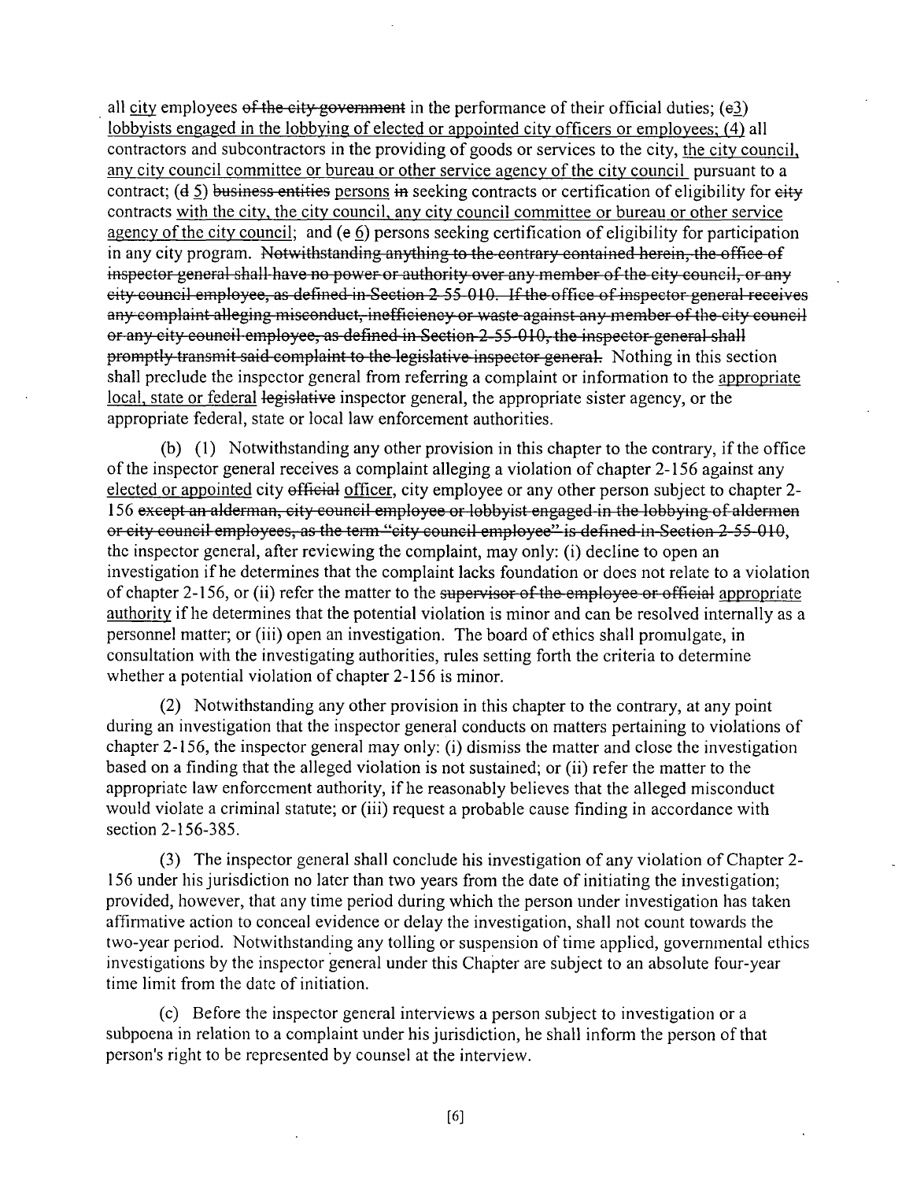all <u>city</u> employees ~~of the city government~~ in the performance of their official duties; (~~c~~<u>3</u>) <u>lobbyists engaged in the lobbying of elected or appointed city officers or employees; (4)</u> all contractors and subcontractors in the providing of goods or services to the city, <u>the city council, any city council committee or bureau or other service agency of the city council</u> pursuant to a contract; (~~d~~ <u>5</u>) ~~business entities~~ <u>persons</u> ~~in~~ seeking contracts or certification of eligibility for ~~city~~ contracts <u>with the city, the city council, any city council committee or bureau or other service agency of the city council</u>; and (~~e~~ <u>6</u>) persons seeking certification of eligibility for participation in any city program. ~~Notwithstanding anything to the contrary contained herein, the office of inspector general shall have no power or authority over any member of the city council, or any city council employee, as defined in Section 2-55-010. If the office of inspector general receives any complaint alleging misconduct, inefficiency or waste against any member of the city council or any city council employee, as defined in Section 2-55-010, the inspector general shall promptly transmit said complaint to the legislative inspector general.~~ Nothing in this section shall preclude the inspector general from referring a complaint or information to the <u>appropriate local, state or federal</u> ~~legislative~~ inspector general, the appropriate sister agency, or the appropriate federal, state or local law enforcement authorities.

(b) (1) Notwithstanding any other provision in this chapter to the contrary, if the office of the inspector general receives a complaint alleging a violation of chapter 2-156 against any <u>elected or appointed</u> city ~~official~~ <u>officer</u>, city employee or any other person subject to chapter 2-156 ~~except an alderman, city council employee or lobbyist engaged in the lobbying of aldermen or city council employees, as the term "city council employee" is defined in Section 2-55-010~~, the inspector general, after reviewing the complaint, may only: (i) decline to open an investigation if he determines that the complaint lacks foundation or does not relate to a violation of chapter 2-156, or (ii) refer the matter to the ~~supervisor of the employee or official~~ <u>appropriate authority</u> if he determines that the potential violation is minor and can be resolved internally as a personnel matter; or (iii) open an investigation. The board of ethics shall promulgate, in consultation with the investigating authorities, rules setting forth the criteria to determine whether a potential violation of chapter 2-156 is minor.

(2) Notwithstanding any other provision in this chapter to the contrary, at any point during an investigation that the inspector general conducts on matters pertaining to violations of chapter 2-156, the inspector general may only: (i) dismiss the matter and close the investigation based on a finding that the alleged violation is not sustained; or (ii) refer the matter to the appropriate law enforcement authority, if he reasonably believes that the alleged misconduct would violate a criminal statute; or (iii) request a probable cause finding in accordance with section 2-156-385.

(3) The inspector general shall conclude his investigation of any violation of Chapter 2-156 under his jurisdiction no later than two years from the date of initiating the investigation; provided, however, that any time period during which the person under investigation has taken affirmative action to conceal evidence or delay the investigation, shall not count towards the two-year period. Notwithstanding any tolling or suspension of time applied, governmental ethics investigations by the inspector general under this Chapter are subject to an absolute four-year time limit from the date of initiation.

(c) Before the inspector general interviews a person subject to investigation or a subpoena in relation to a complaint under his jurisdiction, he shall inform the person of that person's right to be represented by counsel at the interview.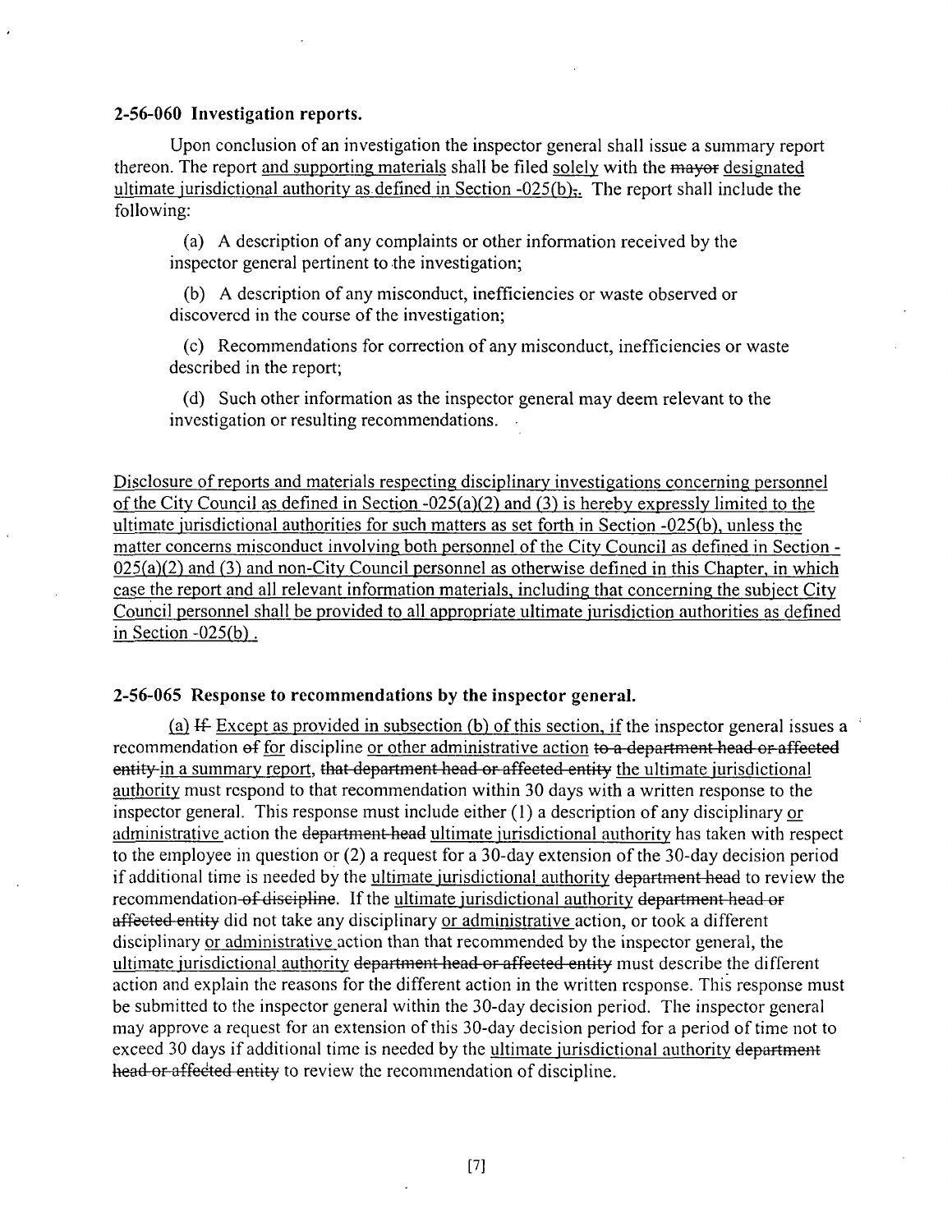### 2-56-060 Investigation reports.

Upon conclusion of an investigation the inspector general shall issue a summary report thereon. The report <u>and supporting materials</u> shall be filed <u>solely</u> with the ~~mayor~~ <u>designated ultimate jurisdictional authority as defined in Section -025(b)</u>~~;~~<u>.</u> The report shall include the following:

(a) A description of any complaints or other information received by the inspector general pertinent to the investigation;

(b) A description of any misconduct, inefficiencies or waste observed or discovered in the course of the investigation;

(c) Recommendations for correction of any misconduct, inefficiencies or waste described in the report;

(d) Such other information as the inspector general may deem relevant to the investigation or resulting recommendations.

<u>Disclosure of reports and materials respecting disciplinary investigations concerning personnel of the City Council as defined in Section -025(a)(2) and (3) is hereby expressly limited to the ultimate jurisdictional authorities for such matters as set forth in Section -025(b), unless the matter concerns misconduct involving both personnel of the City Council as defined in Section -025(a)(2) and (3) and non-City Council personnel as otherwise defined in this Chapter, in which case the report and all relevant information materials, including that concerning the subject City Council personnel shall be provided to all appropriate ultimate jurisdiction authorities as defined in Section -025(b).</u>

### 2-56-065 Response to recommendations by the inspector general.

<u>(a)</u> ~~If~~ <u>Except as provided in subsection (b) of this section, if</u> the inspector general issues a recommendation ~~of~~ <u>for</u> discipline <u>or other administrative action</u> ~~to a department head or affected entity~~ in a summary report, ~~that department head or affected entity~~ <u>the ultimate jurisdictional authority</u> must respond to that recommendation within 30 days with a written response to the inspector general. This response must include either (1) a description of any disciplinary <u>or administrative</u> action the ~~department head~~ <u>ultimate jurisdictional authority</u> has taken with respect to the employee in question or (2) a request for a 30-day extension of the 30-day decision period if additional time is needed by the <u>ultimate jurisdictional authority</u> ~~department head~~ to review the recommendation ~~of discipline~~. If the <u>ultimate jurisdictional authority</u> ~~department head or affected entity~~ did not take any disciplinary <u>or administrative</u> action, or took a different disciplinary <u>or administrative</u> action than that recommended by the inspector general, the <u>ultimate jurisdictional authority</u> ~~department head or affected entity~~ must describe the different action and explain the reasons for the different action in the written response. This response must be submitted to the inspector general within the 30-day decision period. The inspector general may approve a request for an extension of this 30-day decision period for a period of time not to exceed 30 days if additional time is needed by the <u>ultimate jurisdictional authority</u> ~~department head or affected entity~~ to review the recommendation of discipline.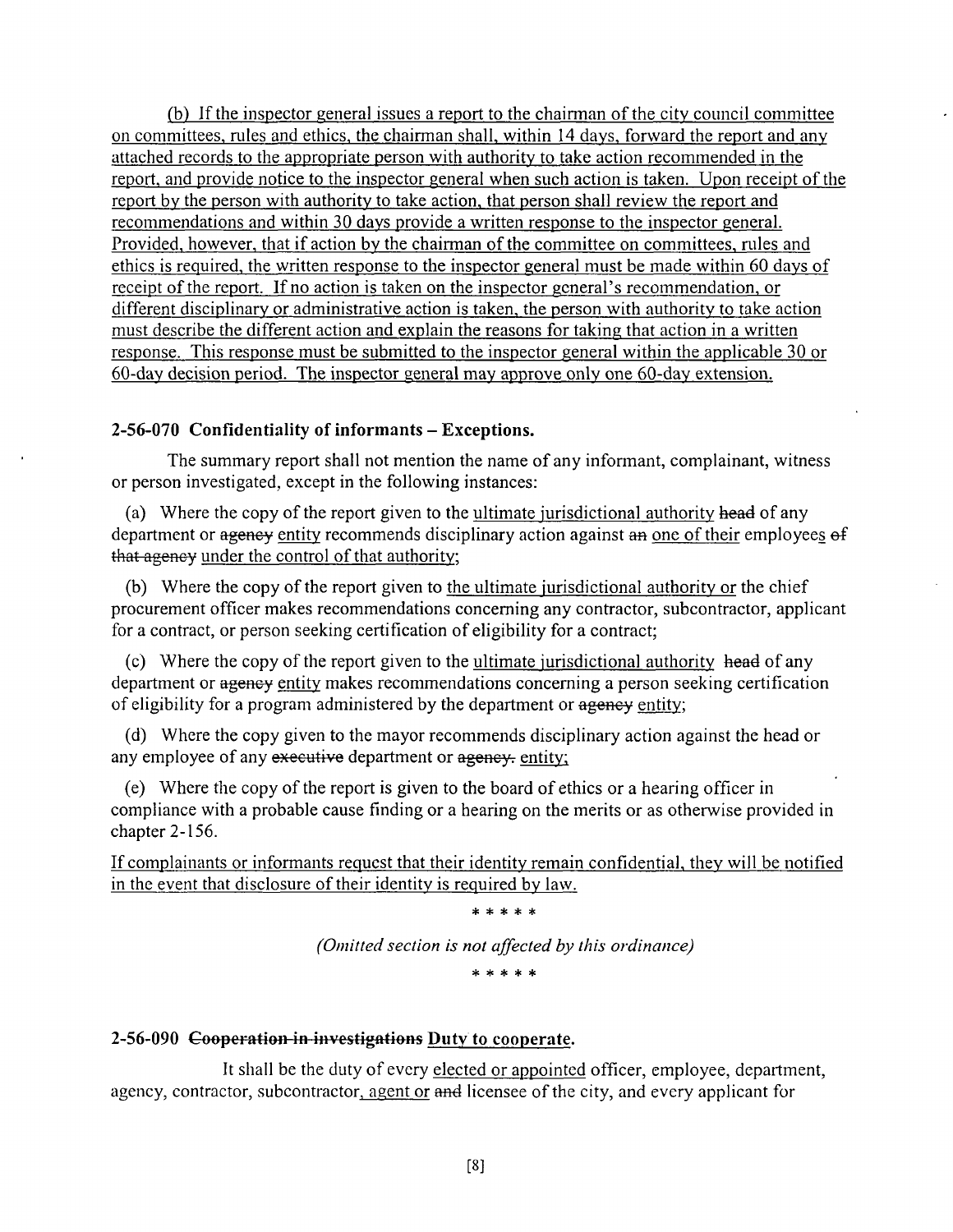(b) If the inspector general issues a report to the chairman of the city council committee on committees, rules and ethics, the chairman shall, within 14 days, forward the report and any attached records to the appropriate person with authority to take action recommended in the report, and provide notice to the inspector general when such action is taken. Upon receipt of the report by the person with authority to take action, that person shall review the report and recommendations and within 30 days provide a written response to the inspector general. Provided, however, that if action by the chairman of the committee on committees, rules and ethics is required, the written response to the inspector general must be made within 60 days of receipt of the report. If no action is taken on the inspector general's recommendation, or different disciplinary or administrative action is taken, the person with authority to take action must describe the different action and explain the reasons for taking that action in a written response. This response must be submitted to the inspector general within the applicable 30 or 60-day decision period. The inspector general may approve only one 60-day extension.

**2-56-070 Confidentiality of informants – Exceptions.**

The summary report shall not mention the name of any informant, complainant, witness or person investigated, except in the following instances:

(a) Where the copy of the report given to the ultimate jurisdictional authority ~~head~~ of any department or ~~agency~~ entity recommends disciplinary action against ~~an~~ one of their employees ~~of that agency~~ under the control of that authority;

(b) Where the copy of the report given to the ultimate jurisdictional authority or the chief procurement officer makes recommendations concerning any contractor, subcontractor, applicant for a contract, or person seeking certification of eligibility for a contract;

(c) Where the copy of the report given to the ultimate jurisdictional authority ~~head~~ of any department or ~~agency~~ entity makes recommendations concerning a person seeking certification of eligibility for a program administered by the department or ~~agency~~ entity;

(d) Where the copy given to the mayor recommends disciplinary action against the head or any employee of any ~~executive~~ department or ~~agency.~~ entity;

(e) Where the copy of the report is given to the board of ethics or a hearing officer in compliance with a probable cause finding or a hearing on the merits or as otherwise provided in chapter 2-156.

If complainants or informants request that their identity remain confidential, they will be notified in the event that disclosure of their identity is required by law.

\* \* \* \* \*

*(Omitted section is not affected by this ordinance)*

\* \* \* \* \*

**2-56-090 ~~Cooperation in investigations~~ Duty to cooperate.**

It shall be the duty of every elected or appointed officer, employee, department, agency, contractor, subcontractor, agent or ~~and~~ licensee of the city, and every applicant for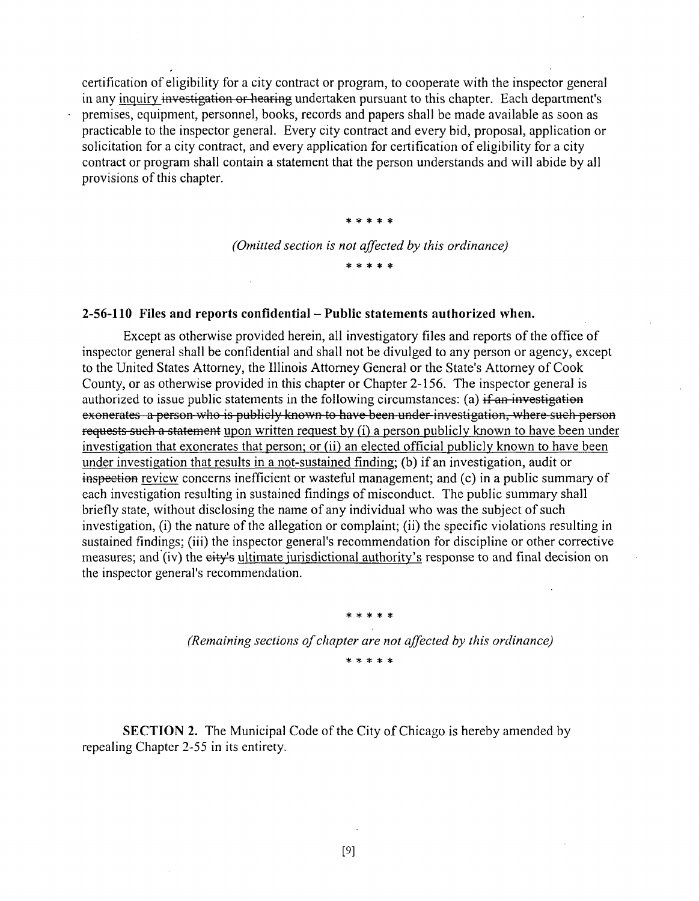certification of eligibility for a city contract or program, to cooperate with the inspector general in any <u>inquiry</u> ~~investigation or hearing~~ undertaken pursuant to this chapter. Each department's premises, equipment, personnel, books, records and papers shall be made available as soon as practicable to the inspector general. Every city contract and every bid, proposal, application or solicitation for a city contract, and every application for certification of eligibility for a city contract or program shall contain a statement that the person understands and will abide by all provisions of this chapter.

\* \* \* \* \*

*(Omitted section is not affected by this ordinance)*

\* \* \* \* \*

**2-56-110 Files and reports confidential – Public statements authorized when.**

Except as otherwise provided herein, all investigatory files and reports of the office of inspector general shall be confidential and shall not be divulged to any person or agency, except to the United States Attorney, the Illinois Attorney General or the State's Attorney of Cook County, or as otherwise provided in this chapter or Chapter 2-156. The inspector general is authorized to issue public statements in the following circumstances: (a) ~~if an investigation exonerates a person who is publicly known to have been under investigation, where such person requests such a statement~~ <u>upon written request by (i) a person publicly known to have been under investigation that exonerates that person; or (ii) an elected official publicly known to have been under investigation that results in a not-sustained finding</u>; (b) if an investigation, audit or ~~inspection~~ <u>review</u> concerns inefficient or wasteful management; and (c) in a public summary of each investigation resulting in sustained findings of misconduct. The public summary shall briefly state, without disclosing the name of any individual who was the subject of such investigation, (i) the nature of the allegation or complaint; (ii) the specific violations resulting in sustained findings; (iii) the inspector general's recommendation for discipline or other corrective measures; and (iv) the ~~city's~~ <u>ultimate jurisdictional authority's</u> response to and final decision on the inspector general's recommendation.

\* \* \* \* \*

*(Remaining sections of chapter are not affected by this ordinance)*

\* \* \* \* \*

**SECTION 2.** The Municipal Code of the City of Chicago is hereby amended by repealing Chapter 2-55 in its entirety.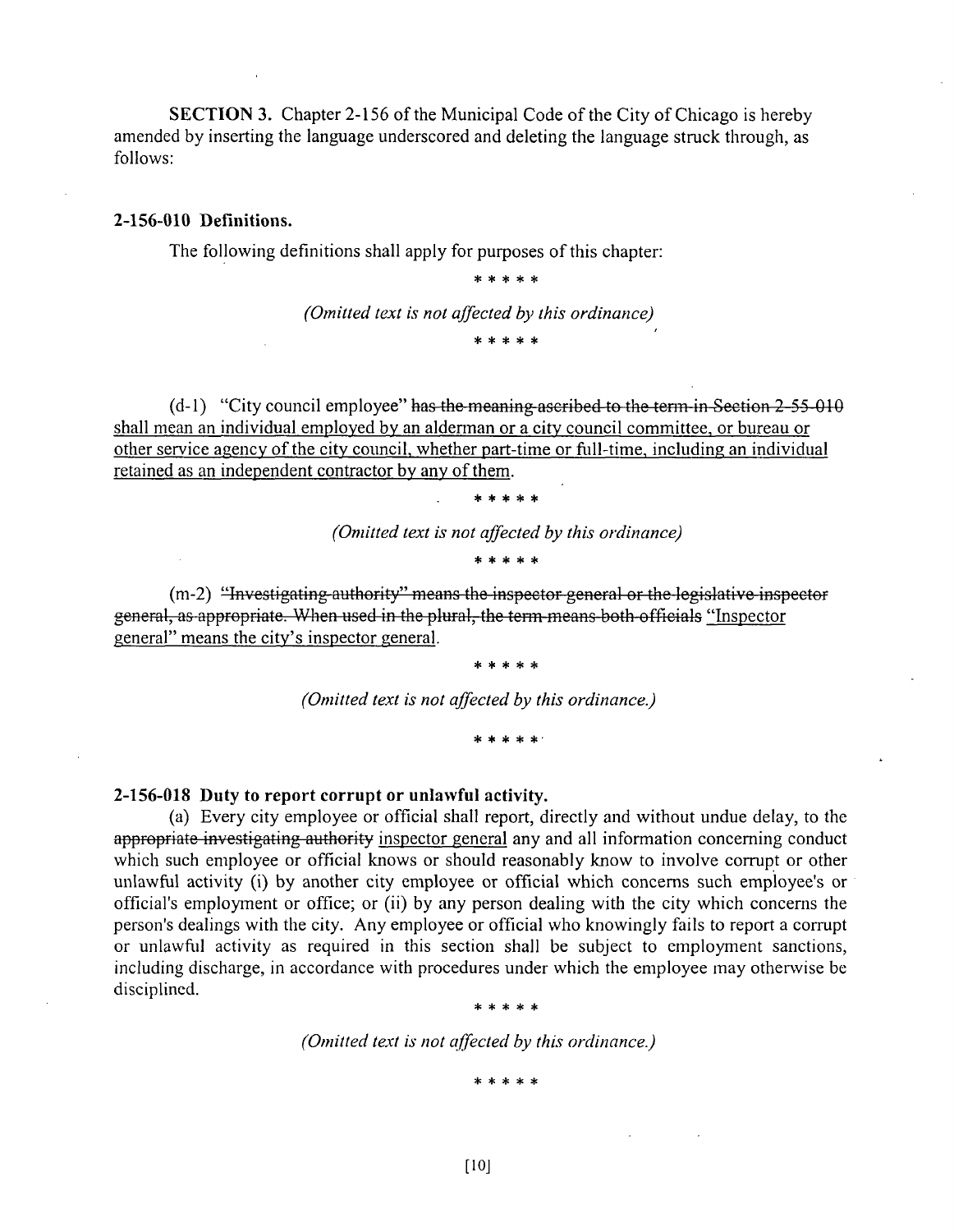**SECTION 3.** Chapter 2-156 of the Municipal Code of the City of Chicago is hereby amended by inserting the language underscored and deleting the language struck through, as follows:

**2-156-010 Definitions.**

The following definitions shall apply for purposes of this chapter:

\* \* \* \* \*

*(Omitted text is not affected by this ordinance)*

\* \* \* \* \*

(d-1) "City council employee" ~~has the meaning ascribed to the term in Section 2-55-010~~ <u>shall mean an individual employed by an alderman or a city council committee, or bureau or other service agency of the city council, whether part-time or full-time, including an individual retained as an independent contractor by any of them.</u>

\* \* \* \* \*

*(Omitted text is not affected by this ordinance)*

\* \* \* \* \*

(m-2) ~~"Investigating authority" means the inspector general or the legislative inspector general, as appropriate. When used in the plural, the term means both officials~~ <u>"Inspector general" means the city's inspector general.</u>

\* \* \* \* \*

*(Omitted text is not affected by this ordinance.)*

\* \* \* \* \*

**2-156-018 Duty to report corrupt or unlawful activity.**

(a) Every city employee or official shall report, directly and without undue delay, to the ~~appropriate investigating authority~~ <u>inspector general</u> any and all information concerning conduct which such employee or official knows or should reasonably know to involve corrupt or other unlawful activity (i) by another city employee or official which concerns such employee's or official's employment or office; or (ii) by any person dealing with the city which concerns the person's dealings with the city. Any employee or official who knowingly fails to report a corrupt or unlawful activity as required in this section shall be subject to employment sanctions, including discharge, in accordance with procedures under which the employee may otherwise be disciplined.

\* \* \* \* \*

*(Omitted text is not affected by this ordinance.)*

\* \* \* \* \*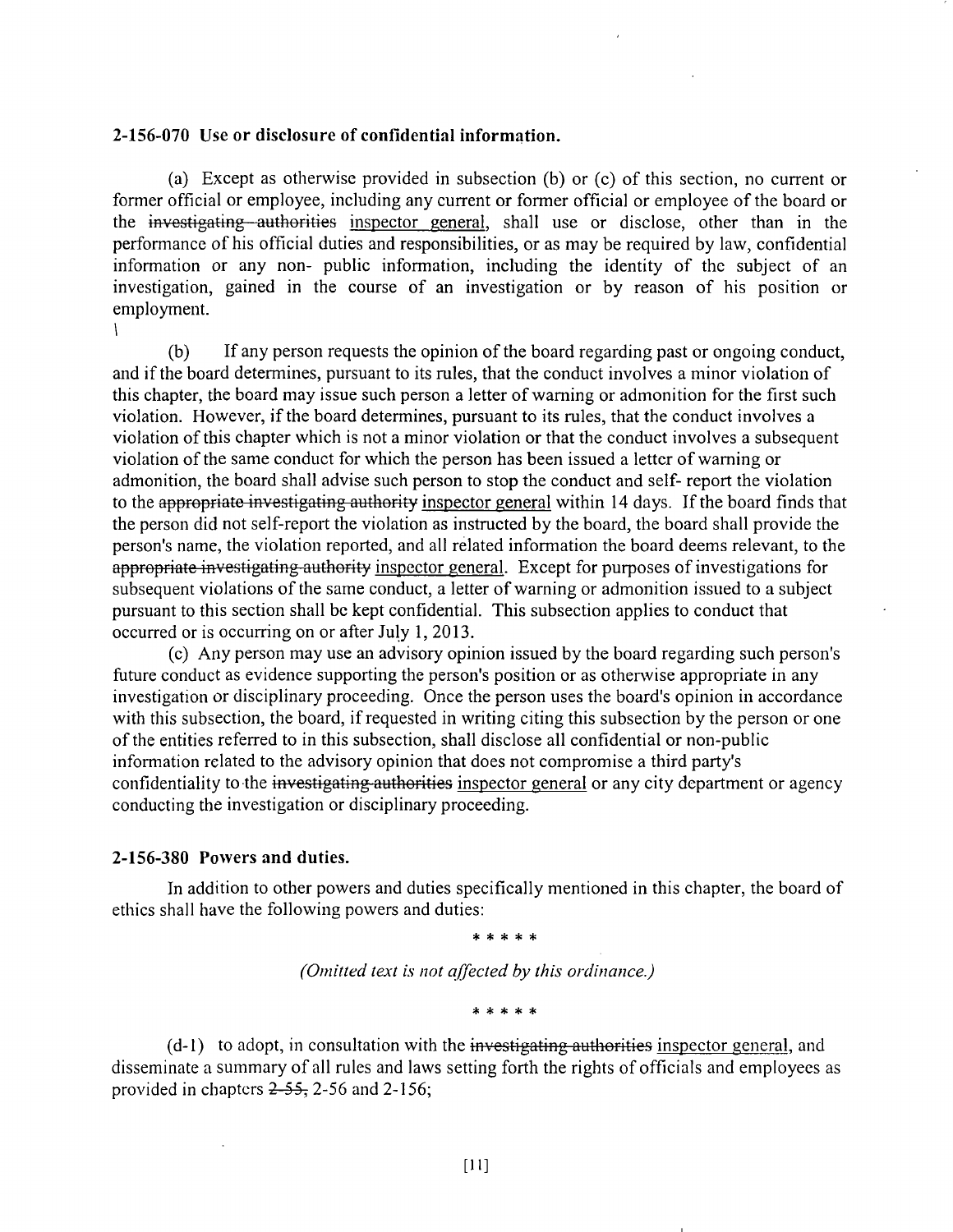**2-156-070 Use or disclosure of confidential information.**

(a) Except as otherwise provided in subsection (b) or (c) of this section, no current or former official or employee, including any current or former official or employee of the board or the ~~investigating authorities~~ <u>inspector general</u>, shall use or disclose, other than in the performance of his official duties and responsibilities, or as may be required by law, confidential information or any non- public information, including the identity of the subject of an investigation, gained in the course of an investigation or by reason of his position or employment.

(b) If any person requests the opinion of the board regarding past or ongoing conduct, and if the board determines, pursuant to its rules, that the conduct involves a minor violation of this chapter, the board may issue such person a letter of warning or admonition for the first such violation. However, if the board determines, pursuant to its rules, that the conduct involves a violation of this chapter which is not a minor violation or that the conduct involves a subsequent violation of the same conduct for which the person has been issued a letter of warning or admonition, the board shall advise such person to stop the conduct and self- report the violation to the ~~appropriate investigating authority~~ <u>inspector general</u> within 14 days. If the board finds that the person did not self-report the violation as instructed by the board, the board shall provide the person's name, the violation reported, and all related information the board deems relevant, to the ~~appropriate investigating authority~~ <u>inspector general</u>. Except for purposes of investigations for subsequent violations of the same conduct, a letter of warning or admonition issued to a subject pursuant to this section shall be kept confidential. This subsection applies to conduct that occurred or is occurring on or after July 1, 2013.

(c) Any person may use an advisory opinion issued by the board regarding such person's future conduct as evidence supporting the person's position or as otherwise appropriate in any investigation or disciplinary proceeding. Once the person uses the board's opinion in accordance with this subsection, the board, if requested in writing citing this subsection by the person or one of the entities referred to in this subsection, shall disclose all confidential or non-public information related to the advisory opinion that does not compromise a third party's confidentiality to the ~~investigating authorities~~ <u>inspector general</u> or any city department or agency conducting the investigation or disciplinary proceeding.

**2-156-380 Powers and duties.**

In addition to other powers and duties specifically mentioned in this chapter, the board of ethics shall have the following powers and duties:

\* \* \* \* \*

*(Omitted text is not affected by this ordinance.)*

\* \* \* \* \*

(d-1) to adopt, in consultation with the ~~investigating authorities~~ <u>inspector general</u>, and disseminate a summary of all rules and laws setting forth the rights of officials and employees as provided in chapters ~~2-55,~~ 2-56 and 2-156;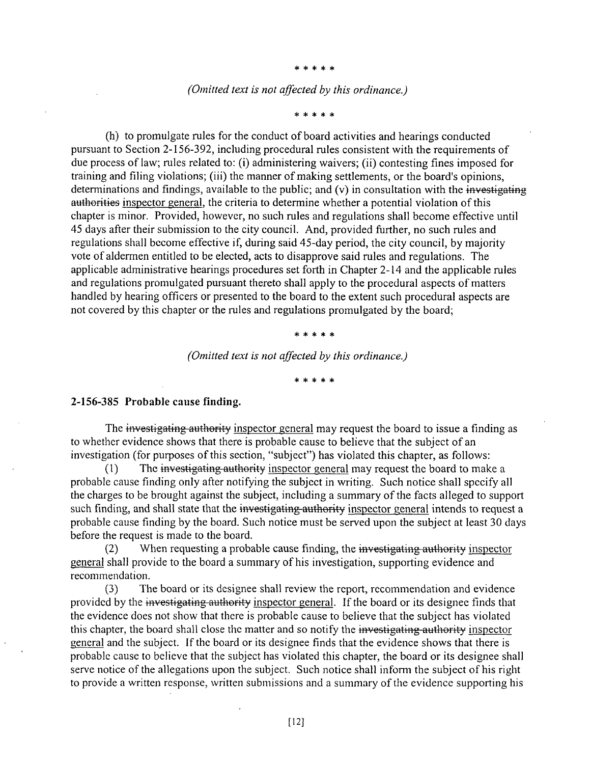\* \* \* \* \*

*(Omitted text is not affected by this ordinance.)*

\* \* \* \* \*

(h) to promulgate rules for the conduct of board activities and hearings conducted pursuant to Section 2-156-392, including procedural rules consistent with the requirements of due process of law; rules related to: (i) administering waivers; (ii) contesting fines imposed for training and filing violations; (iii) the manner of making settlements, or the board's opinions, determinations and findings, available to the public; and (v) in consultation with the ~~investigating authorities~~ <u>inspector general</u>, the criteria to determine whether a potential violation of this chapter is minor. Provided, however, no such rules and regulations shall become effective until 45 days after their submission to the city council. And, provided further, no such rules and regulations shall become effective if, during said 45-day period, the city council, by majority vote of aldermen entitled to be elected, acts to disapprove said rules and regulations. The applicable administrative hearings procedures set forth in Chapter 2-14 and the applicable rules and regulations promulgated pursuant thereto shall apply to the procedural aspects of matters handled by hearing officers or presented to the board to the extent such procedural aspects are not covered by this chapter or the rules and regulations promulgated by the board;

\* \* \* \* \*

*(Omitted text is not affected by this ordinance.)*

\* \* \* \* \*

**2-156-385 Probable cause finding.**

The ~~investigating authority~~ <u>inspector general</u> may request the board to issue a finding as to whether evidence shows that there is probable cause to believe that the subject of an investigation (for purposes of this section, "subject") has violated this chapter, as follows:

(1) The ~~investigating authority~~ <u>inspector general</u> may request the board to make a probable cause finding only after notifying the subject in writing. Such notice shall specify all the charges to be brought against the subject, including a summary of the facts alleged to support such finding, and shall state that the ~~investigating authority~~ <u>inspector general</u> intends to request a probable cause finding by the board. Such notice must be served upon the subject at least 30 days before the request is made to the board.

(2) When requesting a probable cause finding, the ~~investigating authority~~ <u>inspector general</u> shall provide to the board a summary of his investigation, supporting evidence and recommendation.

(3) The board or its designee shall review the report, recommendation and evidence provided by the ~~investigating authority~~ <u>inspector general</u>. If the board or its designee finds that the evidence does not show that there is probable cause to believe that the subject has violated this chapter, the board shall close the matter and so notify the ~~investigating authority~~ <u>inspector general</u> and the subject. If the board or its designee finds that the evidence shows that there is probable cause to believe that the subject has violated this chapter, the board or its designee shall serve notice of the allegations upon the subject. Such notice shall inform the subject of his right to provide a written response, written submissions and a summary of the evidence supporting his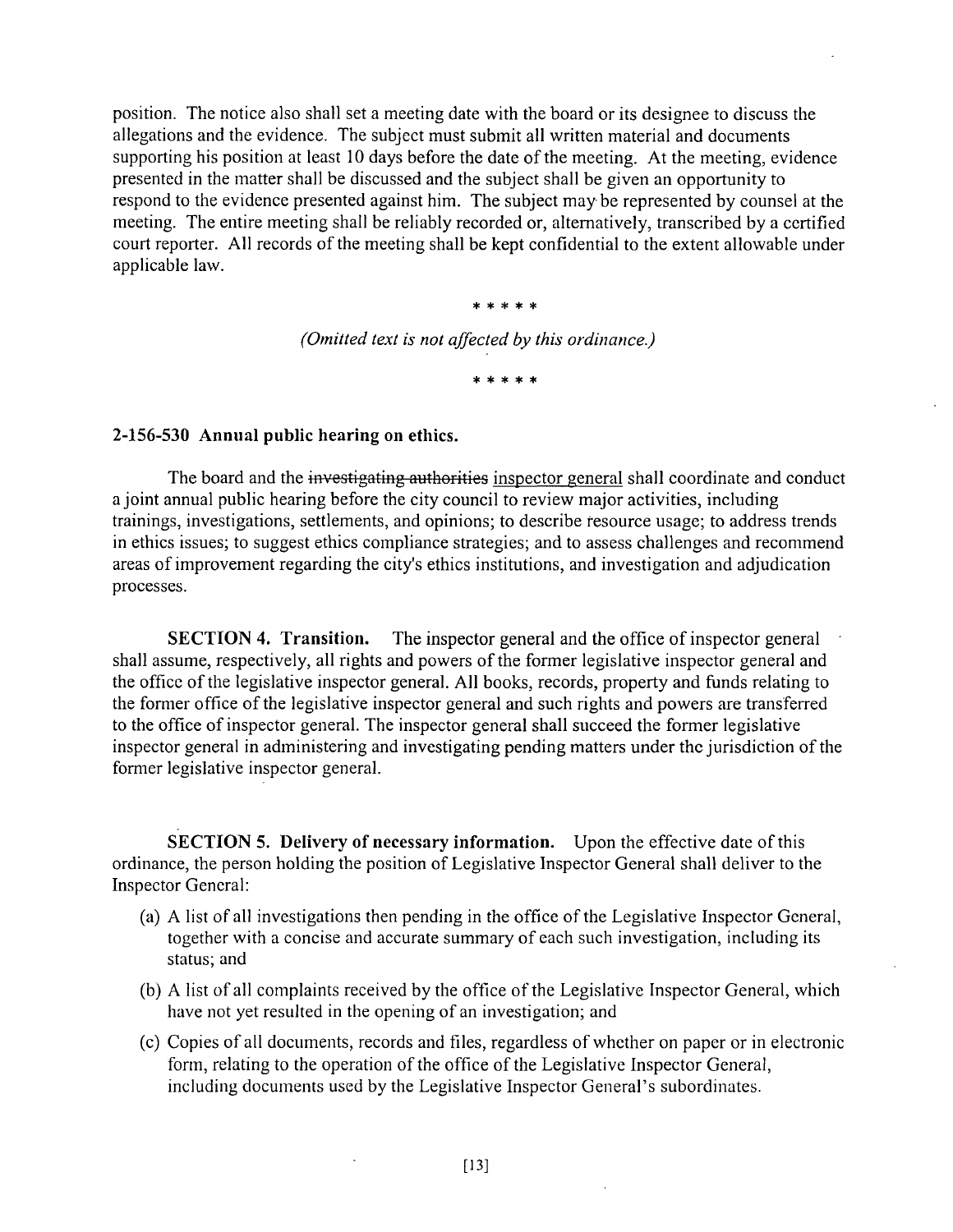position. The notice also shall set a meeting date with the board or its designee to discuss the allegations and the evidence. The subject must submit all written material and documents supporting his position at least 10 days before the date of the meeting. At the meeting, evidence presented in the matter shall be discussed and the subject shall be given an opportunity to respond to the evidence presented against him. The subject may be represented by counsel at the meeting. The entire meeting shall be reliably recorded or, alternatively, transcribed by a certified court reporter. All records of the meeting shall be kept confidential to the extent allowable under applicable law.

\* \* \* \* \*

*(Omitted text is not affected by this ordinance.)*

\* \* \* \* \*

**2-156-530 Annual public hearing on ethics.**

The board and the ~~investigating authorities~~ <u>inspector general</u> shall coordinate and conduct a joint annual public hearing before the city council to review major activities, including trainings, investigations, settlements, and opinions; to describe resource usage; to address trends in ethics issues; to suggest ethics compliance strategies; and to assess challenges and recommend areas of improvement regarding the city's ethics institutions, and investigation and adjudication processes.

**SECTION 4. Transition.** The inspector general and the office of inspector general shall assume, respectively, all rights and powers of the former legislative inspector general and the office of the legislative inspector general. All books, records, property and funds relating to the former office of the legislative inspector general and such rights and powers are transferred to the office of inspector general. The inspector general shall succeed the former legislative inspector general in administering and investigating pending matters under the jurisdiction of the former legislative inspector general.

**SECTION 5. Delivery of necessary information.** Upon the effective date of this ordinance, the person holding the position of Legislative Inspector General shall deliver to the Inspector General:

(a) A list of all investigations then pending in the office of the Legislative Inspector General, together with a concise and accurate summary of each such investigation, including its status; and

(b) A list of all complaints received by the office of the Legislative Inspector General, which have not yet resulted in the opening of an investigation; and

(c) Copies of all documents, records and files, regardless of whether on paper or in electronic form, relating to the operation of the office of the Legislative Inspector General, including documents used by the Legislative Inspector General's subordinates.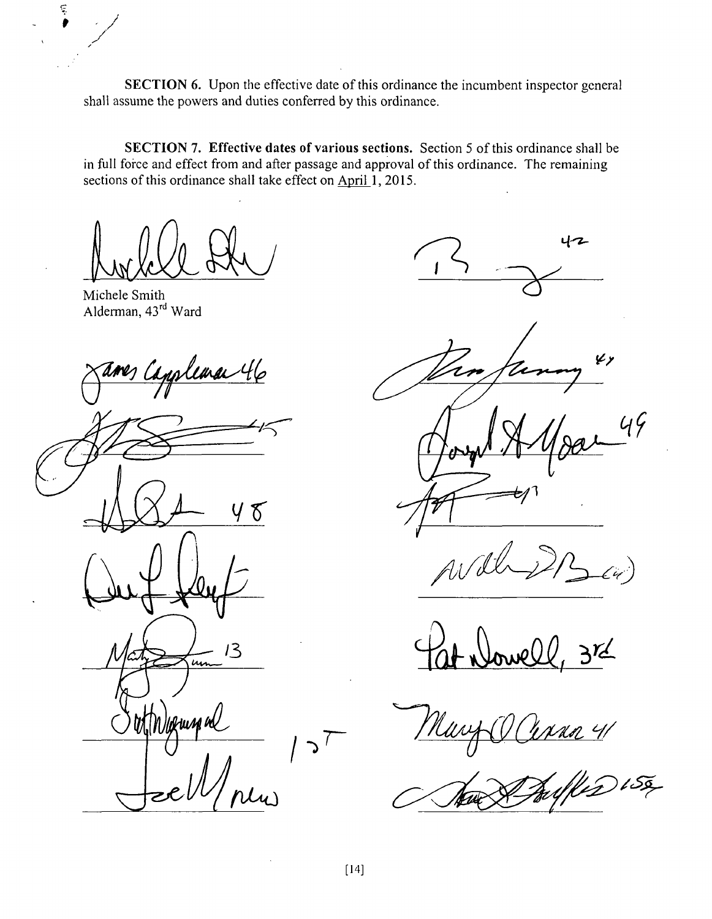**SECTION 6.** Upon the effective date of this ordinance the incumbent inspector general shall assume the powers and duties conferred by this ordinance.

**SECTION 7. Effective dates of various sections.** Section 5 of this ordinance shall be in full force and effect from and after passage and approval of this ordinance. The remaining sections of this ordinance shall take effect on April 1, 2015.

Michele Smith
Alderman, 43[rd] Ward